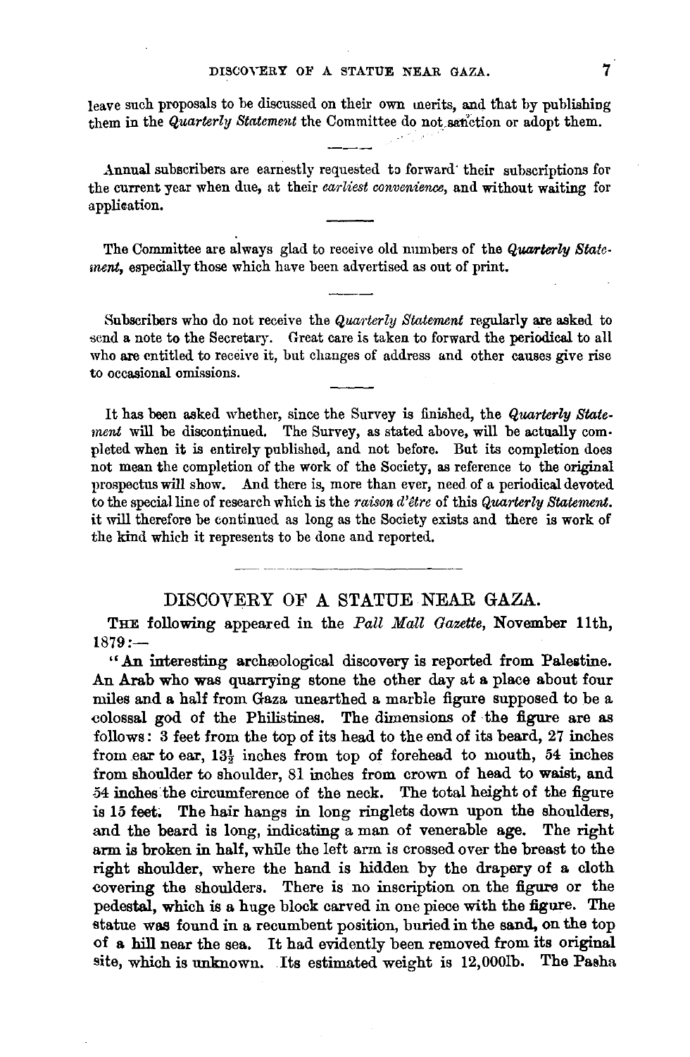leave such proposals to be discussed on their own merits, and that by publishing them in the *Quarterly Statement* the Committee do not sanction or adopt them.

Annual subscribers are earnestly requested to forward their subscriptions for the current year when due, at their *earliest convenience*, and without waiting for application.

The Committee are always glad to receive old numbers of the *Quarterly Statement*, especially those which have been advertised as out of print.

Subscribers who do not receive the *Quarterly Statement* regularly are asked to send a note to the Secretary. Great care is taken to forward the periodical to all who are entitled to receive it, but changes of address and other causes give rise to occasional omissions.

It has been asked whether, since the Survey is finished, the *Quarterly Statement* will be discontinued. The Survey, as stated above, will be actually completed when it is entirely published, and not before. But its completion does not mean the completion of the work of the Society, as reference to the original prospectus will show. And there is, more than ever, need of a periodical devoted to the special line of research which is the *raison d'être* of this *Quarterly Statement*. it will therefore be continued as long as the Society exists and there is work of the kind which it represents to be done and reported.

## DISCOVERY OF A STATUE NEAR GAZA.

THE following appeared in the *Pall Mall Gazette*, November 11th, 1879:—

"An interesting archæological discovery is reported from Palestine. An Arab who was quarrying stone the other day at a place about four miles and a half from Gaza unearthed a marble figure supposed to be a colossal god of the Philistines. The dimensions of the figure are as follows: 3 feet from the top of its head to the end of its beard, 27 inches from ear to ear, 13½ inches from top of forehead to mouth, 54 inches from shoulder to shoulder, 81 inches from crown of head to waist, and 54 inches the circumference of the neck. The total height of the figure is 15 feet. The hair hangs in long ringlets down upon the shoulders, and the beard is long, indicating a man of venerable age. The right arm is broken in half, while the left arm is crossed over the breast to the right shoulder, where the hand is hidden by the drapery of a cloth covering the shoulders. There is no inscription on the figure or the pedestal, which is a huge block carved in one piece with the figure. The statue was found in a recumbent position, buried in the sand, on the top of a hill near the sea. It had evidently been removed from its original site, which is unknown. Its estimated weight is 12,000lb. The Pasha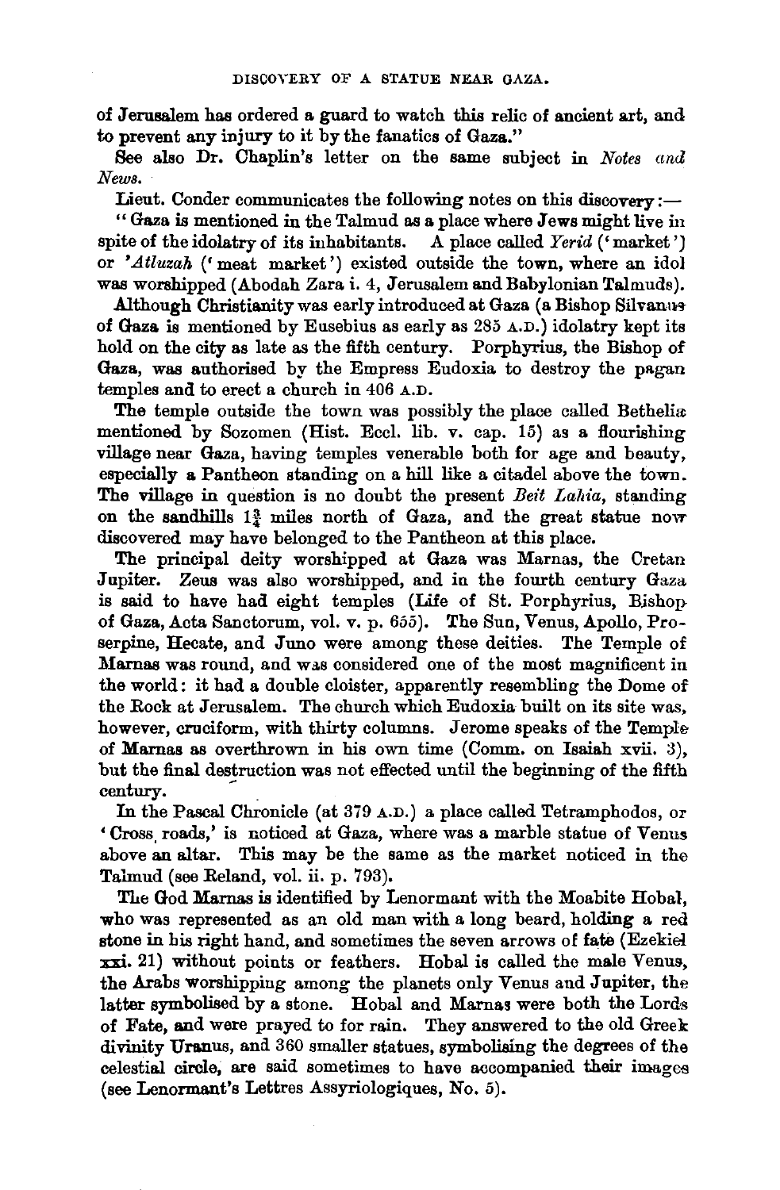of Jerusalem has ordered a guard to watch this relic of ancient art, and to prevent any injury to it by the fanatics of Gaza."

See also Dr. Chaplin's letter on the same subject in *Notes and News*.

Lieut. Conder communicates the following notes on this discovery:—

"Gaza is mentioned in the Talmud as a place where Jews might live in spite of the idolatry of its inhabitants. A place called *Yerid* ('market') or *'Atluzah* ('meat market') existed outside the town, where an idol was worshipped (Abodah Zara i. 4, Jerusalem and Babylonian Talmuds).

Although Christianity was early introduced at Gaza (a Bishop Silvanus of Gaza is mentioned by Eusebius as early as 285 A.D.) idolatry kept its hold on the city as late as the fifth century. Porphyrius, the Bishop of Gaza, was authorised by the Empress Eudoxia to destroy the pagan temples and to erect a church in 406 A.D.

The temple outside the town was possibly the place called Bethelia mentioned by Sozomen (Hist. Eccl. lib. v. cap. 15) as a flourishing village near Gaza, having temples venerable both for age and beauty, especially a Pantheon standing on a hill like a citadel above the town. The village in question is no doubt the present *Beit Lahia*, standing on the sandhills 1¾ miles north of Gaza, and the great statue now discovered may have belonged to the Pantheon at this place.

The principal deity worshipped at Gaza was Marnas, the Cretan Jupiter. Zeus was also worshipped, and in the fourth century Gaza is said to have had eight temples (Life of St. Porphyrius, Bishop of Gaza, Acta Sanctorum, vol. v. p. 655). The Sun, Venus, Apollo, Proserpine, Hecate, and Juno were among these deities. The Temple of Marnas was round, and was considered one of the most magnificent in the world: it had a double cloister, apparently resembling the Dome of the Rock at Jerusalem. The church which Eudoxia built on its site was, however, cruciform, with thirty columns. Jerome speaks of the Temple of Marnas as overthrown in his own time (Comm. on Isaiah xvii. 3), but the final destruction was not effected until the beginning of the fifth century.

In the Pascal Chronicle (at 379 A.D.) a place called Tetramphodos, or 'Cross roads,' is noticed at Gaza, where was a marble statue of Venus above an altar. This may be the same as the market noticed in the Talmud (see Reland, vol. ii. p. 793).

The God Marnas is identified by Lenormant with the Moabite Hobal, who was represented as an old man with a long beard, holding a red stone in his right hand, and sometimes the seven arrows of fate (Ezekiel xxi. 21) without points or feathers. Hobal is called the male Venus, the Arabs worshipping among the planets only Venus and Jupiter, the latter symbolised by a stone. Hobal and Marnas were both the Lords of Fate, and were prayed to for rain. They answered to the old Greek divinity Uranus, and 360 smaller statues, symbolising the degrees of the celestial circle, are said sometimes to have accompanied their images (see Lenormant's Lettres Assyriologiques, No. 5).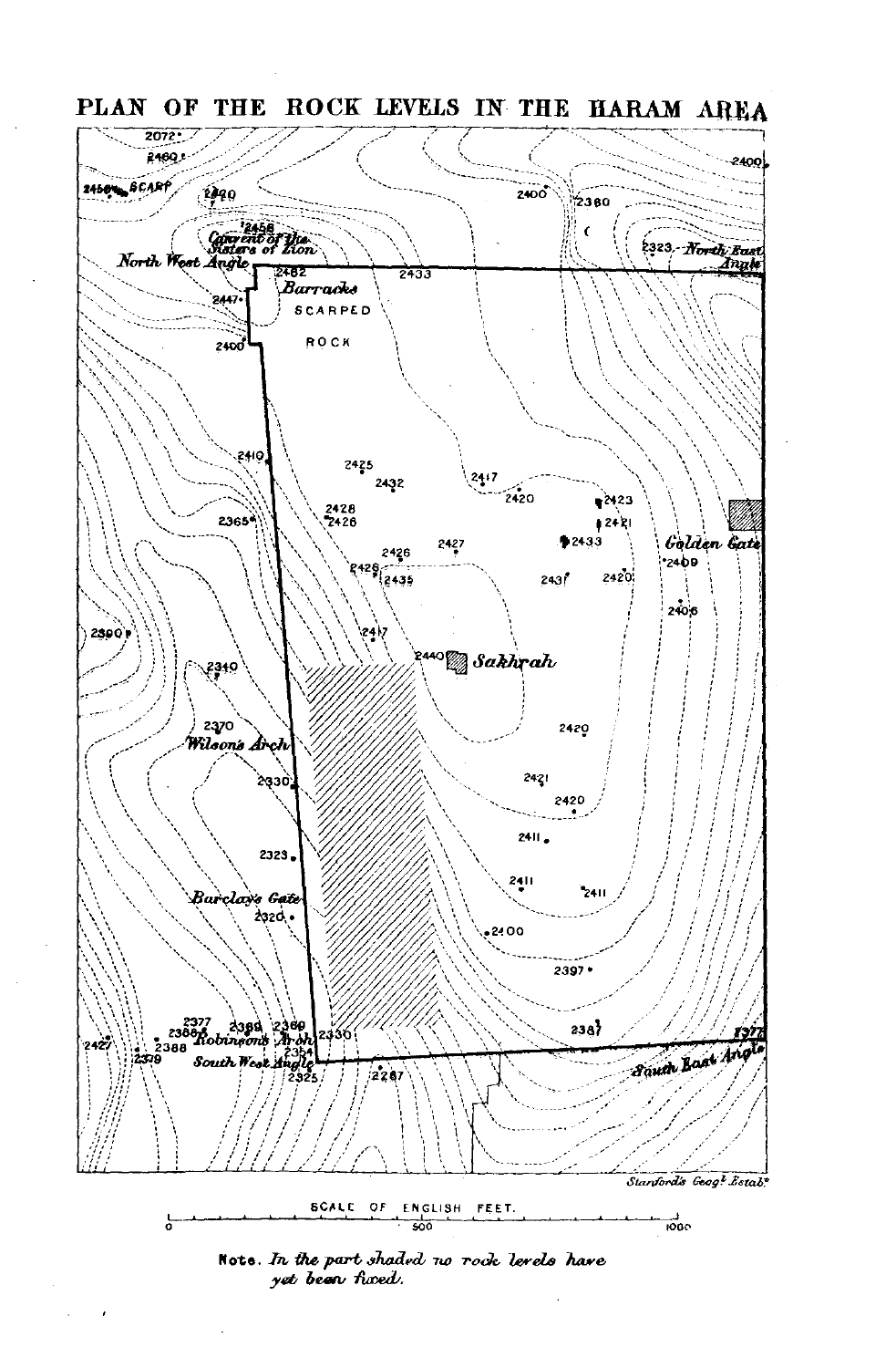# PLAN OF THE ROCK LEVELS IN THE HARAM AREA

SCALE OF ENGLISH FEET.

0 500 1000

**Note.** *In the part shaded no rock levels have yet been fixed.*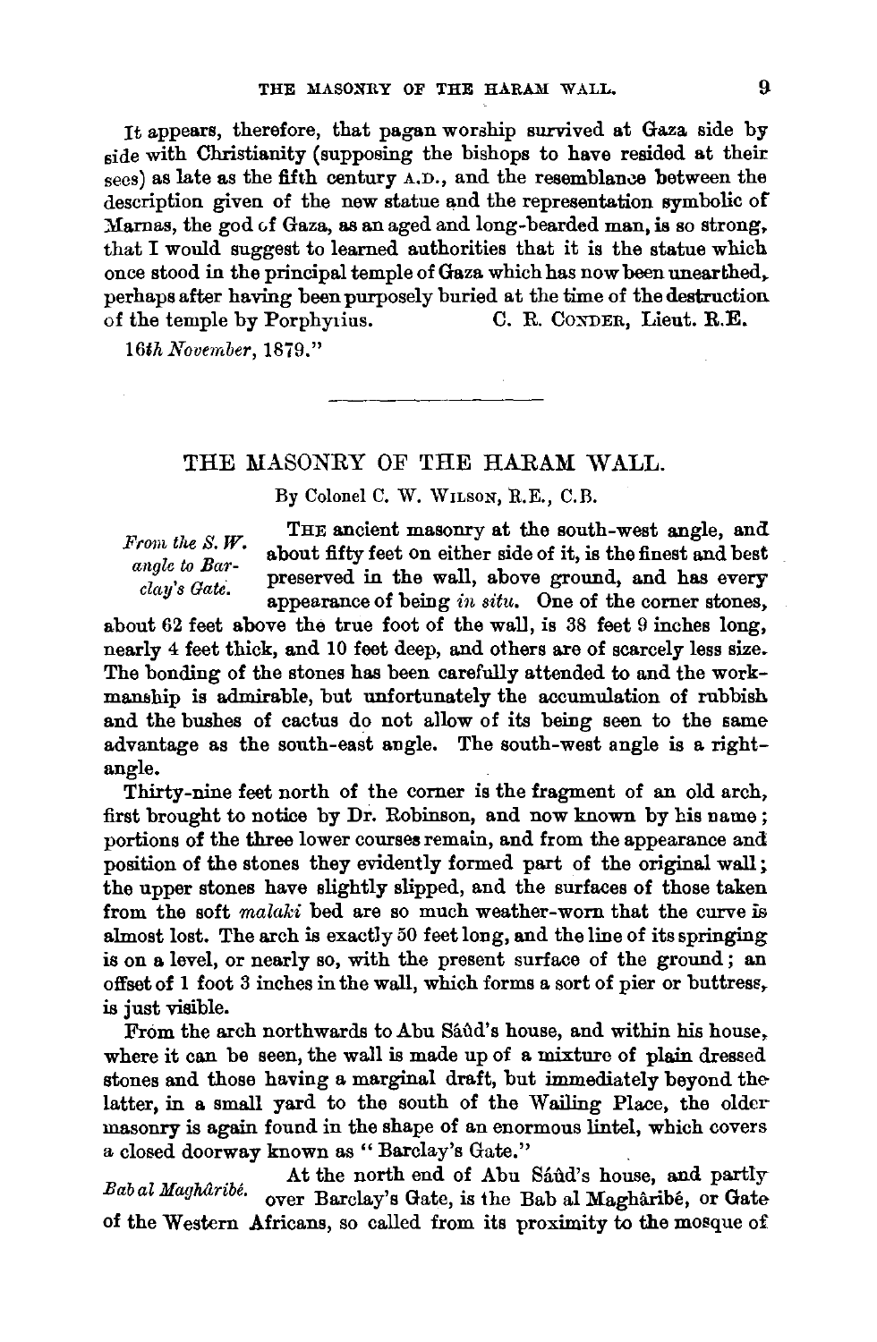It appears, therefore, that pagan worship survived at Gaza side by side with Christianity (supposing the bishops to have resided at their sees) as late as the fifth century A.D., and the resemblance between the description given of the new statue and the representation symbolic of Marnas, the god of Gaza, as an aged and long-bearded man, is so strong, that I would suggest to learned authorities that it is the statue which once stood in the principal temple of Gaza which has now been unearthed, perhaps after having been purposely buried at the time of the destruction of the temple by Porphyrius. C. R. CONDER, Lieut. R.E.

*16th November*, 1879."

---

## THE MASONRY OF THE HARAM WALL.

By Colonel C. W. WILSON, R.E., C.B.

*From the S. W. angle to Barclay's Gate.*

THE ancient masonry at the south-west angle, and about fifty feet on either side of it, is the finest and best preserved in the wall, above ground, and has every appearance of being *in situ*. One of the corner stones, about 62 feet above the true foot of the wall, is 38 feet 9 inches long, nearly 4 feet thick, and 10 feet deep, and others are of scarcely less size. The bonding of the stones has been carefully attended to and the workmanship is admirable, but unfortunately the accumulation of rubbish and the bushes of cactus do not allow of its being seen to the same advantage as the south-east angle. The south-west angle is a right-angle.

Thirty-nine feet north of the corner is the fragment of an old arch, first brought to notice by Dr. Robinson, and now known by his name; portions of the three lower courses remain, and from the appearance and position of the stones they evidently formed part of the original wall; the upper stones have slightly slipped, and the surfaces of those taken from the soft *malaki* bed are so much weather-worn that the curve is almost lost. The arch is exactly 50 feet long, and the line of its springing is on a level, or nearly so, with the present surface of the ground; an offset of 1 foot 3 inches in the wall, which forms a sort of pier or buttress, is just visible.

From the arch northwards to Abu Sâûd's house, and within his house, where it can be seen, the wall is made up of a mixture of plain dressed stones and those having a marginal draft, but immediately beyond the latter, in a small yard to the south of the Wailing Place, the older masonry is again found in the shape of an enormous lintel, which covers a closed doorway known as "Barclay's Gate."

*Bab al Maghâribé.*

At the north end of Abu Sâûd's house, and partly over Barclay's Gate, is the Bab al Maghâribé, or Gate of the Western Africans, so called from its proximity to the mosque of